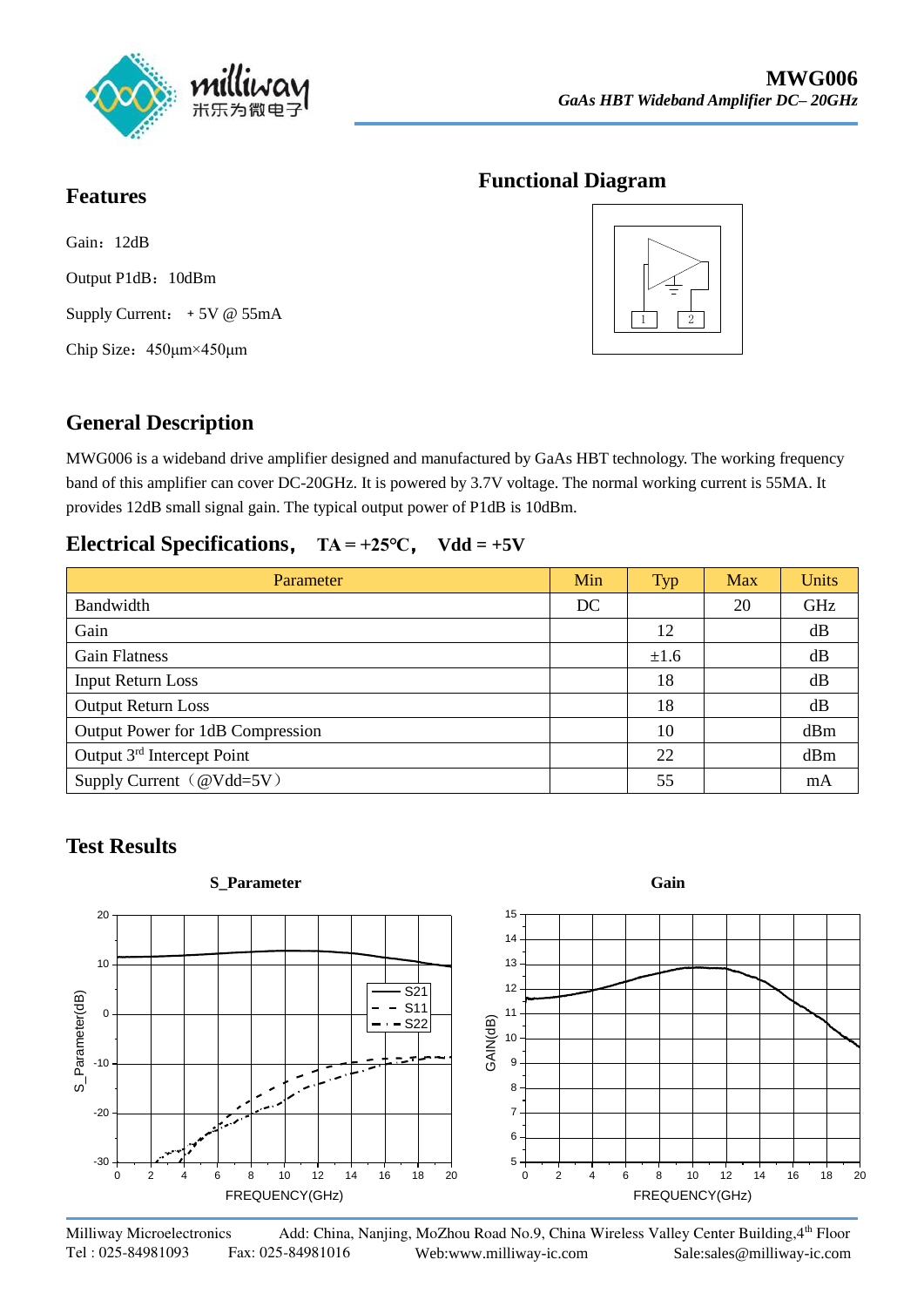# MWG006

*GaAs HBT Wideband Amplifier DC– 20GHz*

## Features

Gain：12dB

Output P1dB：10dBm

Supply Current： + 5V @ 55mA

Chip Size：450μm×450μm

## Functional Diagram

## General Description

MWG006 is a wideband drive amplifier designed and manufactured by GaAs HBT technology. The working frequency band of this amplifier can cover DC-20GHz. It is powered by 3.7V voltage. The normal working current is 55MA. It provides 12dB small signal gain. The typical output power of P1dB is 10dBm.

## Electrical Specifications， TA = +25°C， Vdd = +5V

| Parameter | Min | Typ | Max | Units |
|---|---|---|---|---|
| Bandwidth | DC | | 20 | GHz |
| Gain | | 12 | | dB |
| Gain Flatness | | ±1.6 | | dB |
| Input Return Loss | | 18 | | dB |
| Output Return Loss | | 18 | | dB |
| Output Power for 1dB Compression | | 10 | | dBm |
| Output 3rd Intercept Point | | 22 | | dBm |
| Supply Current（@Vdd=5V） | | 55 | | mA |

## Test Results

**S_Parameter**

**Gain**

Milliway Microelectronics Add: China, Nanjing, MoZhou Road No.9, China Wireless Valley Center Building,4th Floor
Tel : 025-84981093 Fax: 025-84981016 Web:www.milliway-ic.com Sale:sales@milliway-ic.com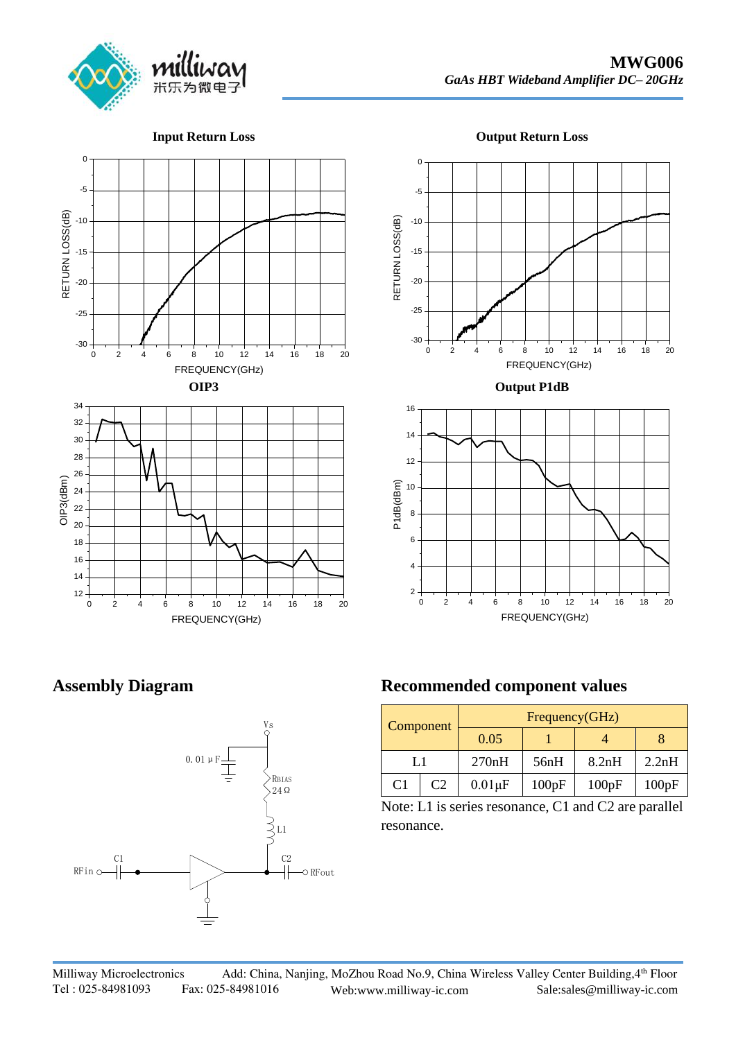**Input Return Loss**

**Output Return Loss**

**OIP3**

**Output P1dB**

## Assembly Diagram

## Recommended component values

| Component | | Frequency(GHz) | | | |
|---|---|---|---|---|---|
| | | 0.05 | 1 | 4 | 8 |
| L1 | | 270nH | 56nH | 8.2nH | 2.2nH |
| C1 | C2 | 0.01μF | 100pF | 100pF | 100pF |

Note: L1 is series resonance, C1 and C2 are parallel resonance.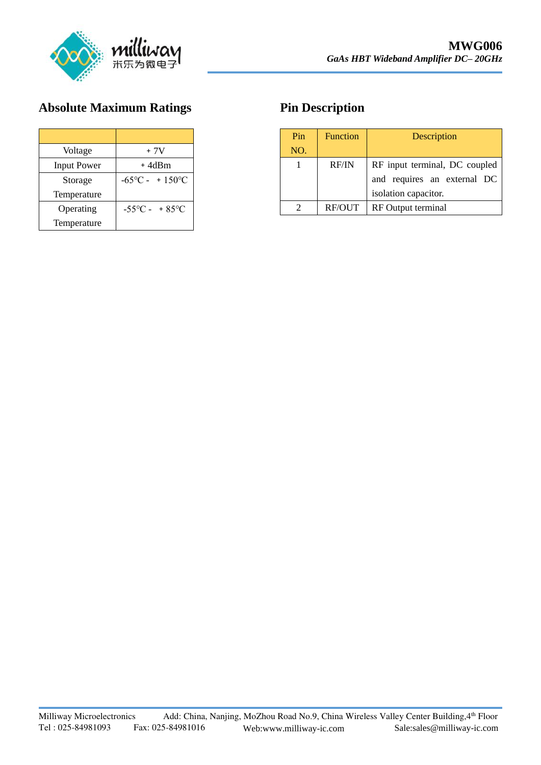## Absolute Maximum Ratings

| | |
|---|---|
| Voltage | + 7V |
| Input Power | + 4dBm |
| Storage Temperature | -65℃ - + 150℃ |
| Operating Temperature | -55℃ - + 85℃ |

## Pin Description

| Pin NO. | Function | Description |
|---|---|---|
| 1 | RF/IN | RF input terminal, DC coupled and requires an external DC isolation capacitor. |
| 2 | RF/OUT | RF Output terminal |